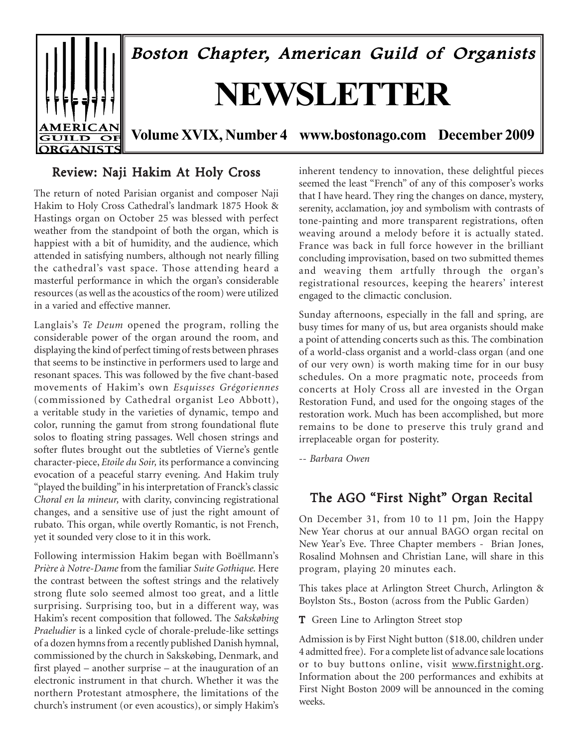# Boston Chapter, American Guild of Organists

# NEWSLETTER

**Volume XVIX, Number 4 www.bostonago.com December 2009**

## Review: Naji Hakim At Holy Cross

The return of noted Parisian organist and composer Naji Hakim to Holy Cross Cathedral's landmark 1875 Hook & Hastings organ on October 25 was blessed with perfect weather from the standpoint of both the organ, which is happiest with a bit of humidity, and the audience, which attended in satisfying numbers, although not nearly filling the cathedral's vast space. Those attending heard a masterful performance in which the organ's considerable resources (as well as the acoustics of the room) were utilized in a varied and effective manner.

Langlais's *Te Deum* opened the program, rolling the considerable power of the organ around the room, and displaying the kind of perfect timing of rests between phrases that seems to be instinctive in performers used to large and resonant spaces. This was followed by the five chant-based movements of Hakim's own *Esquisses Grégoriennes* (commissioned by Cathedral organist Leo Abbott), a veritable study in the varieties of dynamic, tempo and color, running the gamut from strong foundational flute solos to floating string passages. Well chosen strings and softer flutes brought out the subtleties of Vierne's gentle character-piece, *Etoile du Soir,* its performance a convincing evocation of a peaceful starry evening. And Hakim truly "played the building" in his interpretation of Franck's classic *Choral en la mineur,* with clarity, convincing registrational changes, and a sensitive use of just the right amount of rubato. This organ, while overtly Romantic, is not French, yet it sounded very close to it in this work.

Following intermission Hakim began with Boëllmann's *Prière à Notre-Dame* from the familiar *Suite Gothique.* Here the contrast between the softest strings and the relatively strong flute solo seemed almost too great, and a little surprising. Surprising too, but in a different way, was Hakim's recent composition that followed. The *Sakskøbing Praeludier* is a linked cycle of chorale-prelude-like settings of a dozen hymns from a recently published Danish hymnal, commissioned by the church in Sakskøbing, Denmark, and first played – another surprise – at the inauguration of an electronic instrument in that church. Whether it was the northern Protestant atmosphere, the limitations of the church's instrument (or even acoustics), or simply Hakim's inherent tendency to innovation, these delightful pieces seemed the least "French" of any of this composer's works that I have heard. They ring the changes on dance, mystery, serenity, acclamation, joy and symbolism with contrasts of tone-painting and more transparent registrations, often weaving around a melody before it is actually stated. France was back in full force however in the brilliant concluding improvisation, based on two submitted themes and weaving them artfully through the organ's registrational resources, keeping the hearers' interest engaged to the climactic conclusion.

Sunday afternoons, especially in the fall and spring, are busy times for many of us, but area organists should make a point of attending concerts such as this. The combination of a world-class organist and a world-class organ (and one of our very own) is worth making time for in our busy schedules. On a more pragmatic note, proceeds from concerts at Holy Cross all are invested in the Organ Restoration Fund, and used for the ongoing stages of the restoration work. Much has been accomplished, but more remains to be done to preserve this truly grand and irreplaceable organ for posterity.

-- *Barbara Owen*

## The AGO "First Night" Organ Recital

On December 31, from 10 to 11 pm, Join the Happy New Year chorus at our annual BAGO organ recital on New Year's Eve. Three Chapter members - Brian Jones, Rosalind Mohnsen and Christian Lane, will share in this program, playing 20 minutes each.

This takes place at Arlington Street Church, Arlington & Boylston Sts., Boston (across from the Public Garden)

**T** Green Line to Arlington Street stop

Admission is by First Night button ($18.00, children under 4 admitted free). For a complete list of advance sale locations or to buy buttons online, visit www.firstnight.org. Information about the 200 performances and exhibits at First Night Boston 2009 will be announced in the coming weeks.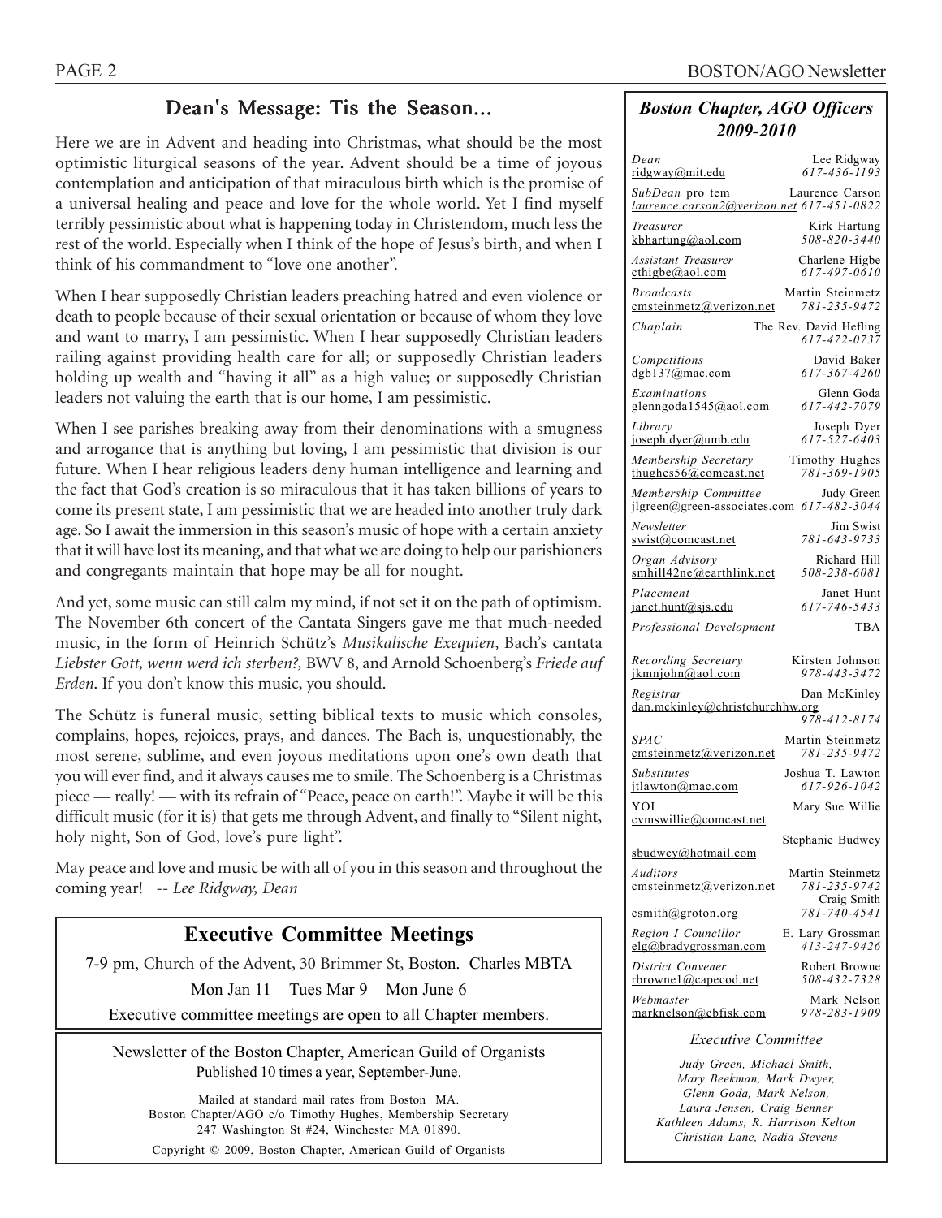## Dean's Message: Tis the Season...

Here we are in Advent and heading into Christmas, what should be the most optimistic liturgical seasons of the year. Advent should be a time of joyous contemplation and anticipation of that miraculous birth which is the promise of a universal healing and peace and love for the whole world. Yet I find myself terribly pessimistic about what is happening today in Christendom, much less the rest of the world. Especially when I think of the hope of Jesus's birth, and when I think of his commandment to "love one another".

When I hear supposedly Christian leaders preaching hatred and even violence or death to people because of their sexual orientation or because of whom they love and want to marry, I am pessimistic. When I hear supposedly Christian leaders railing against providing health care for all; or supposedly Christian leaders holding up wealth and "having it all" as a high value; or supposedly Christian leaders not valuing the earth that is our home, I am pessimistic.

When I see parishes breaking away from their denominations with a smugness and arrogance that is anything but loving, I am pessimistic that division is our future. When I hear religious leaders deny human intelligence and learning and the fact that God's creation is so miraculous that it has taken billions of years to come its present state, I am pessimistic that we are headed into another truly dark age. So I await the immersion in this season's music of hope with a certain anxiety that it will have lost its meaning, and that what we are doing to help our parishioners and congregants maintain that hope may be all for nought.

And yet, some music can still calm my mind, if not set it on the path of optimism. The November 6th concert of the Cantata Singers gave me that much-needed music, in the form of Heinrich Schütz's *Musikalische Exequien*, Bach's cantata *Liebster Gott, wenn werd ich sterben?,* BWV 8, and Arnold Schoenberg's *Friede auf Erden*. If you don't know this music, you should.

The Schütz is funeral music, setting biblical texts to music which consoles, complains, hopes, rejoices, prays, and dances. The Bach is, unquestionably, the most serene, sublime, and even joyous meditations upon one's own death that you will ever find, and it always causes me to smile. The Schoenberg is a Christmas piece — really! — with its refrain of "Peace, peace on earth!". Maybe it will be this difficult music (for it is) that gets me through Advent, and finally to "Silent night, holy night, Son of God, love's pure light".

May peace and love and music be with all of you in this season and throughout the coming year! -- *Lee Ridgway, Dean*

## Executive Committee Meetings

7-9 pm, Church of the Advent, 30 Brimmer St, Boston. Charles MBTA

Mon Jan 11 Tues Mar 9 Mon June 6

Executive committee meetings are open to all Chapter members.

Newsletter of the Boston Chapter, American Guild of Organists
Published 10 times a year, September-June.

Mailed at standard mail rates from Boston MA.
Boston Chapter/AGO c/o Timothy Hughes, Membership Secretary
247 Washington St #24, Winchester MA 01890.

Copyright © 2009, Boston Chapter, American Guild of Organists

## *Boston Chapter, AGO Officers 2009-2010*

| Position | Name | Email | Phone |
|---|---|---|---|
| *Dean* | Lee Ridgway | ridgway@mit.edu | *617-436-1193* |
| *SubDean* pro tem | Laurence Carson | *laurence.carson2@verizon.net* | *617-451-0822* |
| *Treasurer* | Kirk Hartung | kbhartung@aol.com | *508-820-3440* |
| *Assistant Treasurer* | Charlene Higbe | cthigbe@aol.com | *617-497-0610* |
| *Broadcasts* | Martin Steinmetz | cmsteinmetz@verizon.net | *781-235-9472* |
| *Chaplain* | The Rev. David Hefling | | *617-472-0737* |
| *Competitions* | David Baker | dgb137@mac.com | *617-367-4260* |
| *Examinations* | Glenn Goda | glenngoda1545@aol.com | *617-442-7079* |
| *Library* | Joseph Dyer | joseph.dyer@umb.edu | *617-527-6403* |
| *Membership Secretary* | Timothy Hughes | thughes56@comcast.net | *781-369-1905* |
| *Membership Committee* | Judy Green | jlgreen@green-associates.com | *617-482-3044* |
| *Newsletter* | Jim Swist | swist@comcast.net | *781-643-9733* |
| *Organ Advisory* | Richard Hill | smhill42ne@earthlink.net | *508-238-6081* |
| *Placement* | Janet Hunt | janet.hunt@sjs.edu | *617-746-5433* |
| *Professional Development* | TBA | | |
| *Recording Secretary* | Kirsten Johnson | jkmnjohn@aol.com | *978-443-3472* |
| *Registrar* | Dan McKinley | dan.mckinley@christchurchhw.org | *978-412-8174* |
| *SPAC* | Martin Steinmetz | cmsteinmetz@verizon.net | *781-235-9472* |
| *Substitutes* | Joshua T. Lawton | jtlawton@mac.com | *617-926-1042* |
| YOI | Mary Sue Willie | cvmswillie@comcast.net | |
| | Stephanie Budwey | sbudwey@hotmail.com | |
| *Auditors* | Martin Steinmetz | cmsteinmetz@verizon.net | *781-235-9742* |
| | Craig Smith | csmith@groton.org | *781-740-4541* |
| *Region I Councillor* | E. Lary Grossman | elg@bradygrossman.com | *413-247-9426* |
| *District Convener* | Robert Browne | rbrowne1@capecod.net | *508-432-7328* |
| *Webmaster* | Mark Nelson | marknelson@cbfisk.com | *978-283-1909* |

### *Executive Committee*

*Judy Green, Michael Smith, Mary Beekman, Mark Dwyer, Glenn Goda, Mark Nelson, Laura Jensen, Craig Benner Kathleen Adams, R. Harrison Kelton Christian Lane, Nadia Stevens*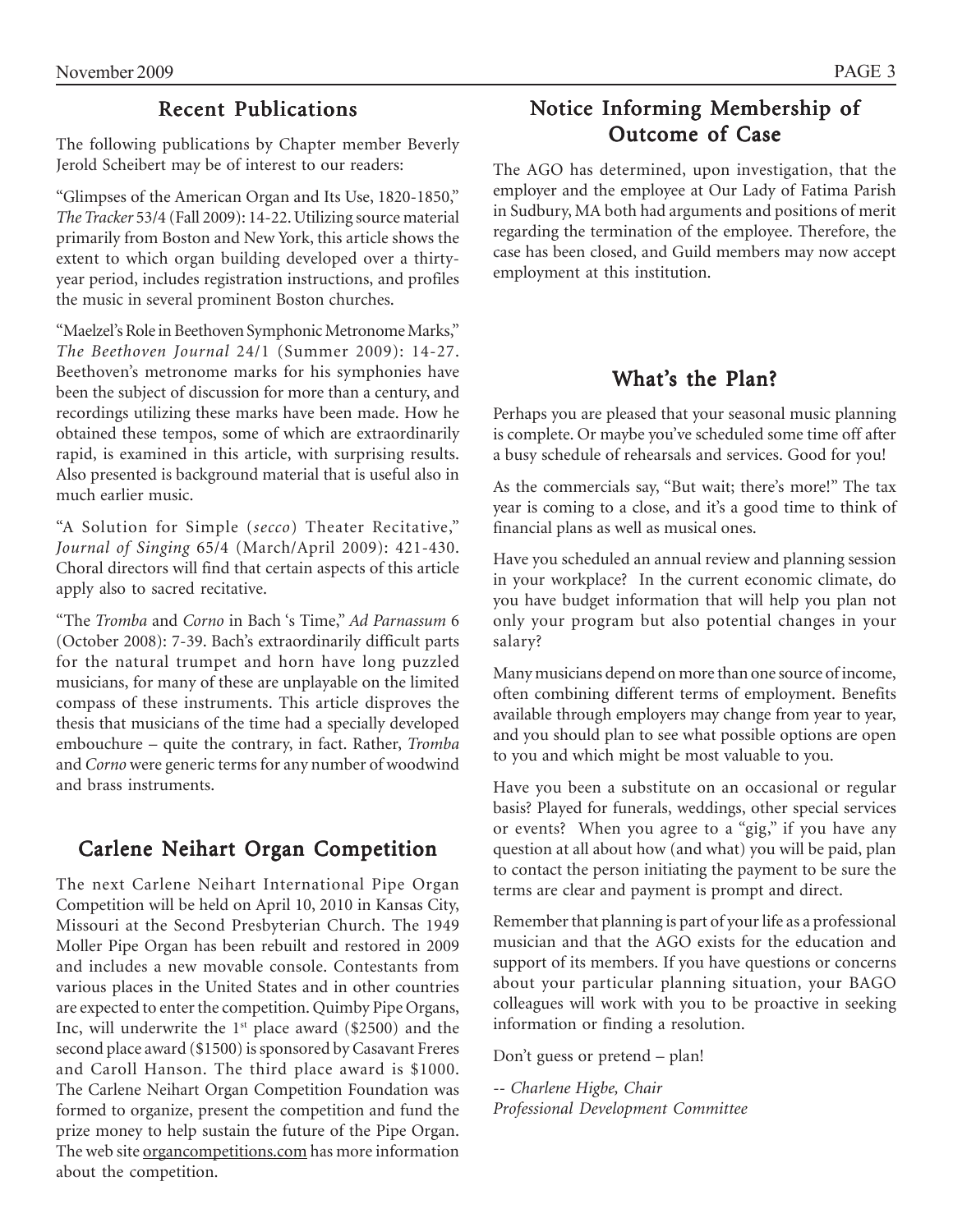## Recent Publications

The following publications by Chapter member Beverly Jerold Scheibert may be of interest to our readers:

"Glimpses of the American Organ and Its Use, 1820-1850," *The Tracker* 53/4 (Fall 2009): 14-22. Utilizing source material primarily from Boston and New York, this article shows the extent to which organ building developed over a thirty-year period, includes registration instructions, and profiles the music in several prominent Boston churches.

"Maelzel's Role in Beethoven Symphonic Metronome Marks," *The Beethoven Journal* 24/1 (Summer 2009): 14-27. Beethoven's metronome marks for his symphonies have been the subject of discussion for more than a century, and recordings utilizing these marks have been made. How he obtained these tempos, some of which are extraordinarily rapid, is examined in this article, with surprising results. Also presented is background material that is useful also in much earlier music.

"A Solution for Simple (*secco*) Theater Recitative," *Journal of Singing* 65/4 (March/April 2009): 421-430. Choral directors will find that certain aspects of this article apply also to sacred recitative.

"The *Tromba* and *Corno* in Bach 's Time," *Ad Parnassum* 6 (October 2008): 7-39. Bach's extraordinarily difficult parts for the natural trumpet and horn have long puzzled musicians, for many of these are unplayable on the limited compass of these instruments. This article disproves the thesis that musicians of the time had a specially developed embouchure – quite the contrary, in fact. Rather, *Tromba* and *Corno* were generic terms for any number of woodwind and brass instruments.

## Carlene Neihart Organ Competition

The next Carlene Neihart International Pipe Organ Competition will be held on April 10, 2010 in Kansas City, Missouri at the Second Presbyterian Church. The 1949 Moller Pipe Organ has been rebuilt and restored in 2009 and includes a new movable console. Contestants from various places in the United States and in other countries are expected to enter the competition. Quimby Pipe Organs, Inc, will underwrite the 1st place award ($2500) and the second place award ($1500) is sponsored by Casavant Freres and Caroll Hanson. The third place award is $1000. The Carlene Neihart Organ Competition Foundation was formed to organize, present the competition and fund the prize money to help sustain the future of the Pipe Organ. The web site organcompetitions.com has more information about the competition.

## Notice Informing Membership of Outcome of Case

The AGO has determined, upon investigation, that the employer and the employee at Our Lady of Fatima Parish in Sudbury, MA both had arguments and positions of merit regarding the termination of the employee. Therefore, the case has been closed, and Guild members may now accept employment at this institution.

## What's the Plan?

Perhaps you are pleased that your seasonal music planning is complete. Or maybe you've scheduled some time off after a busy schedule of rehearsals and services. Good for you!

As the commercials say, "But wait; there's more!" The tax year is coming to a close, and it's a good time to think of financial plans as well as musical ones.

Have you scheduled an annual review and planning session in your workplace? In the current economic climate, do you have budget information that will help you plan not only your program but also potential changes in your salary?

Many musicians depend on more than one source of income, often combining different terms of employment. Benefits available through employers may change from year to year, and you should plan to see what possible options are open to you and which might be most valuable to you.

Have you been a substitute on an occasional or regular basis? Played for funerals, weddings, other special services or events? When you agree to a "gig," if you have any question at all about how (and what) you will be paid, plan to contact the person initiating the payment to be sure the terms are clear and payment is prompt and direct.

Remember that planning is part of your life as a professional musician and that the AGO exists for the education and support of its members. If you have questions or concerns about your particular planning situation, your BAGO colleagues will work with you to be proactive in seeking information or finding a resolution.

Don't guess or pretend – plan!

*-- Charlene Higbe, Chair*
*Professional Development Committee*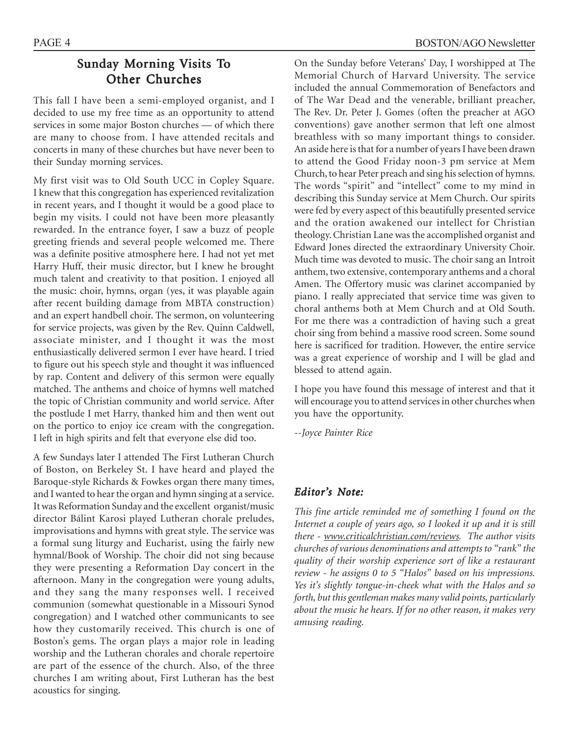## Sunday Morning Visits To Other Churches

This fall I have been a semi-employed organist, and I decided to use my free time as an opportunity to attend services in some major Boston churches — of which there are many to choose from. I have attended recitals and concerts in many of these churches but have never been to their Sunday morning services.

My first visit was to Old South UCC in Copley Square. I knew that this congregation has experienced revitalization in recent years, and I thought it would be a good place to begin my visits. I could not have been more pleasantly rewarded. In the entrance foyer, I saw a buzz of people greeting friends and several people welcomed me. There was a definite positive atmosphere here. I had not yet met Harry Huff, their music director, but I knew he brought much talent and creativity to that position. I enjoyed all the music: choir, hymns, organ (yes, it was playable again after recent building damage from MBTA construction) and an expert handbell choir. The sermon, on volunteering for service projects, was given by the Rev. Quinn Caldwell, associate minister, and I thought it was the most enthusiastically delivered sermon I ever have heard. I tried to figure out his speech style and thought it was influenced by rap. Content and delivery of this sermon were equally matched. The anthems and choice of hymns well matched the topic of Christian community and world service. After the postlude I met Harry, thanked him and then went out on the portico to enjoy ice cream with the congregation. I left in high spirits and felt that everyone else did too.

A few Sundays later I attended The First Lutheran Church of Boston, on Berkeley St. I have heard and played the Baroque-style Richards & Fowkes organ there many times, and I wanted to hear the organ and hymn singing at a service. It was Reformation Sunday and the excellent organist/music director Bálint Karosi played Lutheran chorale preludes, improvisations and hymns with great style. The service was a formal sung liturgy and Eucharist, using the fairly new hymnal/Book of Worship. The choir did not sing because they were presenting a Reformation Day concert in the afternoon. Many in the congregation were young adults, and they sang the many responses well. I received communion (somewhat questionable in a Missouri Synod congregation) and I watched other communicants to see how they customarily received. This church is one of Boston's gems. The organ plays a major role in leading worship and the Lutheran chorales and chorale repertoire are part of the essence of the church. Also, of the three churches I am writing about, First Lutheran has the best acoustics for singing.

On the Sunday before Veterans' Day, I worshipped at The Memorial Church of Harvard University. The service included the annual Commemoration of Benefactors and of The War Dead and the venerable, brilliant preacher, The Rev. Dr. Peter J. Gomes (often the preacher at AGO conventions) gave another sermon that left one almost breathless with so many important things to consider. An aside here is that for a number of years I have been drawn to attend the Good Friday noon-3 pm service at Mem Church, to hear Peter preach and sing his selection of hymns. The words "spirit" and "intellect" come to my mind in describing this Sunday service at Mem Church. Our spirits were fed by every aspect of this beautifully presented service and the oration awakened our intellect for Christian theology. Christian Lane was the accomplished organist and Edward Jones directed the extraordinary University Choir. Much time was devoted to music. The choir sang an Introit anthem, two extensive, contemporary anthems and a choral Amen. The Offertory music was clarinet accompanied by piano. I really appreciated that service time was given to choral anthems both at Mem Church and at Old South. For me there was a contradiction of having such a great choir sing from behind a massive rood screen. Some sound here is sacrificed for tradition. However, the entire service was a great experience of worship and I will be glad and blessed to attend again.

I hope you have found this message of interest and that it will encourage you to attend services in other churches when you have the opportunity.

*--Joyce Painter Rice*

### *Editor's Note:*

*This fine article reminded me of something I found on the Internet a couple of years ago, so I looked it up and it is still there - www.criticalchristian.com/reviews. The author visits churches of various denominations and attempts to "rank" the quality of their worship experience sort of like a restaurant review - he assigns 0 to 5 "Halos" based on his impressions. Yes it's slightly tongue-in-cheek what with the Halos and so forth, but this gentleman makes many valid points, particularly about the music he hears. If for no other reason, it makes very amusing reading.*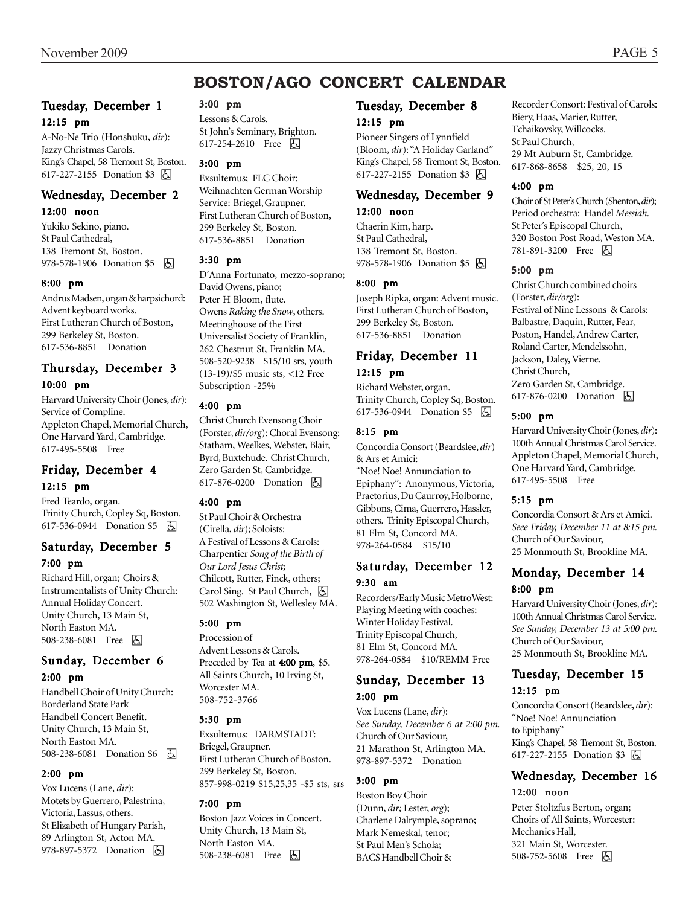# BOSTON/AGO CONCERT CALENDAR

## Tuesday, December 1

### 12:15 pm

A-No-Ne Trio (Honshuku, *dir*): Jazzy Christmas Carols. King's Chapel, 58 Tremont St, Boston. 617-227-2155 Donation $3 ♿

## Wednesday, December 2

### 12:00 noon

Yukiko Sekino, piano. St Paul Cathedral, 138 Tremont St, Boston. 978-578-1906 Donation $5 ♿

### 8:00 pm

Andrus Madsen, organ & harpsichord: Advent keyboard works. First Lutheran Church of Boston, 299 Berkeley St, Boston. 617-536-8851 Donation

## Thursday, December 3

### 10:00 pm

Harvard University Choir (Jones, *dir*): Service of Compline. Appleton Chapel, Memorial Church, One Harvard Yard, Cambridge. 617-495-5508 Free

## Friday, December 4

### 12:15 pm

Fred Teardo, organ. Trinity Church, Copley Sq, Boston. 617-536-0944 Donation $5 ♿

## Saturday, December 5

### 7:00 pm

Richard Hill, organ; Choirs & Instrumentalists of Unity Church: Annual Holiday Concert. Unity Church, 13 Main St, North Easton MA. 508-238-6081 Free ♿

## Sunday, December 6

### 2:00 pm

Handbell Choir of Unity Church: Borderland State Park Handbell Concert Benefit. Unity Church, 13 Main St, North Easton MA. 508-238-6081 Donation $6 ♿

### 2:00 pm

Vox Lucens (Lane, *dir*): Motets by Guerrero, Palestrina, Victoria, Lassus, others. St Elizabeth of Hungary Parish, 89 Arlington St, Acton MA. 978-897-5372 Donation ♿

### 3:00 pm

Lessons & Carols. St John's Seminary, Brighton. 617-254-2610 Free ♿

### 3:00 pm

Exsultemus; FLC Choir: Weihnachten German Worship Service: Briegel, Graupner. First Lutheran Church of Boston, 299 Berkeley St, Boston. 617-536-8851 Donation

### 3:30 pm

D'Anna Fortunato, mezzo-soprano; David Owens, piano; Peter H Bloom, flute. Owens *Raking the Snow*, others. Meetinghouse of the First Universalist Society of Franklin, 262 Chestnut St, Franklin MA. 508-520-9238 $15/10 srs, youth (13-19)/$5 music sts, <12 Free Subscription -25%

### 4:00 pm

Christ Church Evensong Choir (Forster, *dir/org*): Choral Evensong: Statham, Weelkes, Webster, Blair, Byrd, Buxtehude. Christ Church, Zero Garden St, Cambridge. 617-876-0200 Donation ♿

### 4:00 pm

St Paul Choir & Orchestra (Cirella, *dir*); Soloists: A Festival of Lessons & Carols: Charpentier *Song of the Birth of Our Lord Jesus Christ;* Chilcott, Rutter, Finck, others; Carol Sing. St Paul Church, ♿ 502 Washington St, Wellesley MA.

### 5:00 pm

Procession of Advent Lessons & Carols. Preceded by Tea at **4:00 pm**, $5. All Saints Church, 10 Irving St, Worcester MA. 508-752-3766

### 5:30 pm

Exsultemus: DARMSTADT: Briegel, Graupner. First Lutheran Church of Boston. 299 Berkeley St, Boston. 857-998-0219 $15,25,35 -$5 sts, srs

### 7:00 pm

Boston Jazz Voices in Concert. Unity Church, 13 Main St, North Easton MA. 508-238-6081 Free ♿

## Tuesday, December 8

### 12:15 pm

Pioneer Singers of Lynnfield (Bloom, *dir*): "A Holiday Garland" King's Chapel, 58 Tremont St, Boston. 617-227-2155 Donation $3 ♿

## Wednesday, December 9

### 12:00 noon

Chaerin Kim, harp. St Paul Cathedral, 138 Tremont St, Boston. 978-578-1906 Donation $5 ♿

### 8:00 pm

Joseph Ripka, organ: Advent music. First Lutheran Church of Boston, 299 Berkeley St, Boston. 617-536-8851 Donation

## Friday, December 11

### 12:15 pm

Richard Webster, organ. Trinity Church, Copley Sq, Boston. 617-536-0944 Donation $5 ♿

### 8:15 pm

Concordia Consort (Beardslee, *dir*) & Ars et Amici: "Noe! Noe! Annunciation to Epiphany": Anonymous, Victoria, Praetorius, Du Caurroy, Holborne, Gibbons, Cima, Guerrero, Hassler, others. Trinity Episcopal Church, 81 Elm St, Concord MA. 978-264-0584 $15/10

## Saturday, December 12

### 9:30 am

Recorders/Early Music MetroWest: Playing Meeting with coaches: Winter Holiday Festival. Trinity Episcopal Church, 81 Elm St, Concord MA. 978-264-0584 $10/REMM Free

## Sunday, December 13

### 2:00 pm

Vox Lucens (Lane, *dir*): *See Sunday, December 6 at 2:00 pm.* Church of Our Saviour, 21 Marathon St, Arlington MA. 978-897-5372 Donation

### 3:00 pm

Boston Boy Choir (Dunn, *dir;* Lester, *org*); Charlene Dalrymple, soprano; Mark Nemeskal, tenor; St Paul Men's Schola; BACS Handbell Choir & Recorder Consort: Festival of Carols: Biery, Haas, Marier, Rutter, Tchaikovsky, Willcocks. St Paul Church, 29 Mt Auburn St, Cambridge. 617-868-8658 $25, 20, 15

### 4:00 pm

Choir of St Peter's Church (Shenton, *dir*); Period orchestra: Handel *Messiah*. St Peter's Episcopal Church, 320 Boston Post Road, Weston MA. 781-891-3200 Free ♿

### 5:00 pm

Christ Church combined choirs (Forster, *dir/org*): Festival of Nine Lessons & Carols: Balbastre, Daquin, Rutter, Fear, Poston, Handel, Andrew Carter, Roland Carter, Mendelssohn, Jackson, Daley, Vierne. Christ Church, Zero Garden St, Cambridge. 617-876-0200 Donation ♿

### 5:00 pm

Harvard University Choir (Jones, *dir*): 100th Annual Christmas Carol Service. Appleton Chapel, Memorial Church, One Harvard Yard, Cambridge. 617-495-5508 Free

### 5:15 pm

Concordia Consort & Ars et Amici. *Seee Friday, December 11 at 8:15 pm.* Church of Our Saviour, 25 Monmouth St, Brookline MA.

## Monday, December 14

### 8:00 pm

Harvard University Choir (Jones, *dir*): 100th Annual Christmas Carol Service. *See Sunday, December 13 at 5:00 pm.* Church of Our Saviour, 25 Monmouth St, Brookline MA.

## Tuesday, December 15

### 12:15 pm

Concordia Consort (Beardslee, *dir*): "Noe! Noe! Annunciation to Epiphany" King's Chapel, 58 Tremont St, Boston. 617-227-2155 Donation $3 ♿

## Wednesday, December 16

### 12:00 noon

Peter Stoltzfus Berton, organ; Choirs of All Saints, Worcester: Mechanics Hall, 321 Main St, Worcester. 508-752-5608 Free ♿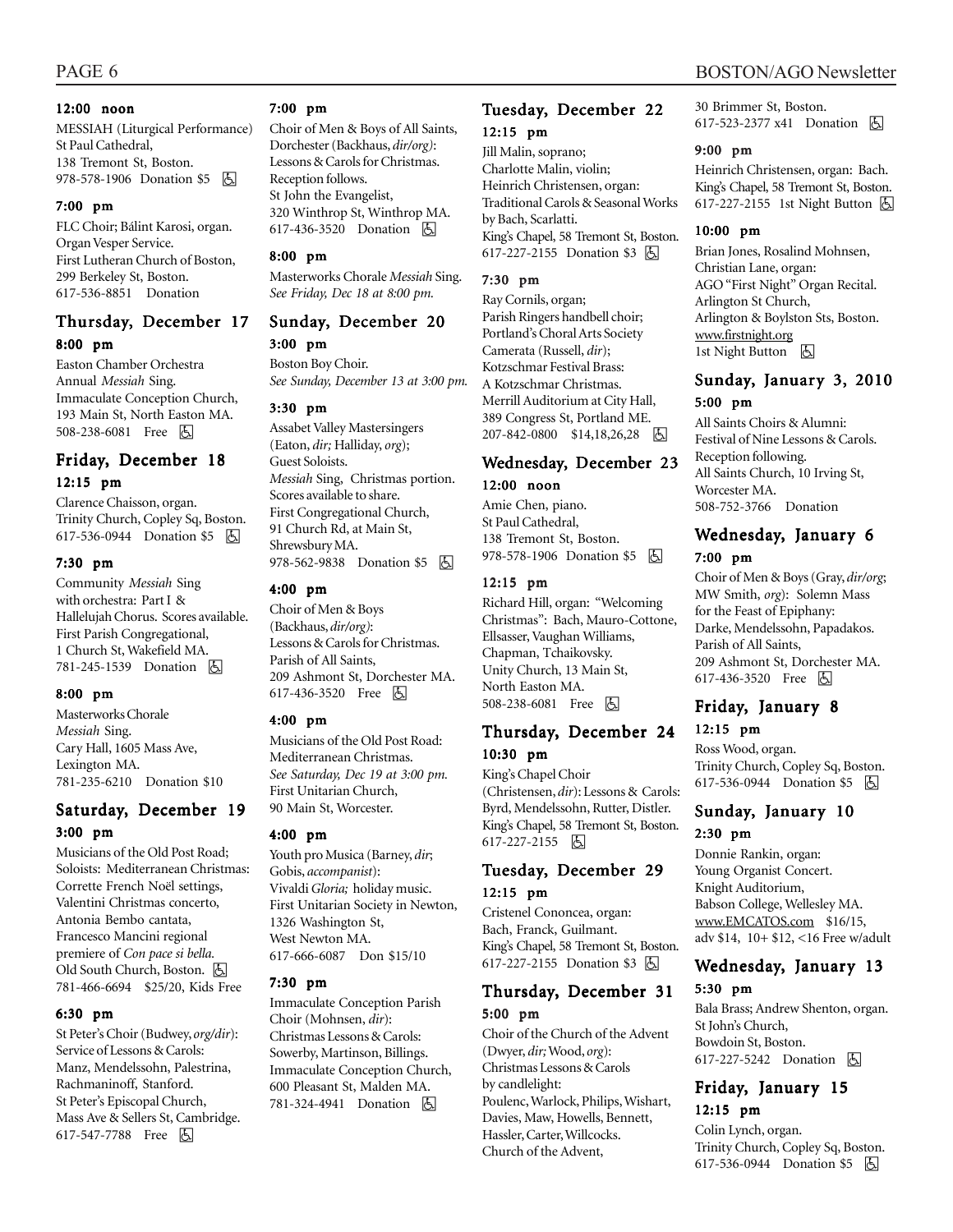### 12:00 noon

MESSIAH (Liturgical Performance)
St Paul Cathedral,
138 Tremont St, Boston.
978-578-1906 Donation $5 ♿

### 7:00 pm

FLC Choir; Bálint Karosi, organ.
Organ Vesper Service.
First Lutheran Church of Boston,
299 Berkeley St, Boston.
617-536-8851 Donation

## Thursday, December 17

### 8:00 pm

Easton Chamber Orchestra
Annual *Messiah* Sing.
Immaculate Conception Church,
193 Main St, North Easton MA.
508-238-6081 Free ♿

## Friday, December 18

### 12:15 pm

Clarence Chaisson, organ.
Trinity Church, Copley Sq, Boston.
617-536-0944 Donation $5 ♿

### 7:30 pm

Community *Messiah* Sing
with orchestra: Part I &
Hallelujah Chorus. Scores available.
First Parish Congregational,
1 Church St, Wakefield MA.
781-245-1539 Donation ♿

### 8:00 pm

Masterworks Chorale
*Messiah* Sing.
Cary Hall, 1605 Mass Ave,
Lexington MA.
781-235-6210 Donation $10

## Saturday, December 19

### 3:00 pm

Musicians of the Old Post Road;
Soloists: Mediterranean Christmas:
Corrette French Noël settings,
Valentini Christmas concerto,
Antonia Bembo cantata,
Francesco Mancini regional
premiere of *Con pace si bella.*
Old South Church, Boston. ♿
781-466-6694 $25/20, Kids Free

### 6:30 pm

St Peter's Choir (Budwey, *org/dir*):
Service of Lessons & Carols:
Manz, Mendelssohn, Palestrina,
Rachmaninoff, Stanford.
St Peter's Episcopal Church,
Mass Ave & Sellers St, Cambridge.
617-547-7788 Free ♿

### 7:00 pm

Choir of Men & Boys of All Saints,
Dorchester (Backhaus, *dir/org*):
Lessons & Carols for Christmas.
Reception follows.
St John the Evangelist,
320 Winthrop St, Winthrop MA.
617-436-3520 Donation ♿

### 8:00 pm

Masterworks Chorale *Messiah* Sing.
*See Friday, Dec 18 at 8:00 pm.*

## Sunday, December 20

### 3:00 pm

Boston Boy Choir.
*See Sunday, December 13 at 3:00 pm.*

### 3:30 pm

Assabet Valley Mastersingers
(Eaton, *dir;* Halliday, *org*);
Guest Soloists.
*Messiah* Sing, Christmas portion.
Scores available to share.
First Congregational Church,
91 Church Rd, at Main St,
Shrewsbury MA.
978-562-9838 Donation $5 ♿

### 4:00 pm

Choir of Men & Boys
(Backhaus, *dir/org*):
Lessons & Carols for Christmas.
Parish of All Saints,
209 Ashmont St, Dorchester MA.
617-436-3520 Free ♿

### 4:00 pm

Musicians of the Old Post Road:
Mediterranean Christmas.
*See Saturday, Dec 19 at 3:00 pm.*
First Unitarian Church,
90 Main St, Worcester.

### 4:00 pm

Youth pro Musica (Barney, *dir*;
Gobis, *accompanist*):
Vivaldi *Gloria;* holiday music.
First Unitarian Society in Newton,
1326 Washington St,
West Newton MA.
617-666-6087 Don $15/10

### 7:30 pm

Immaculate Conception Parish
Choir (Mohnsen, *dir*):
Christmas Lessons & Carols:
Sowerby, Martinson, Billings.
Immaculate Conception Church,
600 Pleasant St, Malden MA.
781-324-4941 Donation ♿

## Tuesday, December 22

### 12:15 pm

Jill Malin, soprano;
Charlotte Malin, violin;
Heinrich Christensen, organ:
Traditional Carols & Seasonal Works
by Bach, Scarlatti.
King's Chapel, 58 Tremont St, Boston.
617-227-2155 Donation $3 ♿

### 7:30 pm

Ray Cornils, organ;
Parish Ringers handbell choir;
Portland's Choral Arts Society
Camerata (Russell, *dir*);
Kotzschmar Festival Brass:
A Kotzschmar Christmas.
Merrill Auditorium at City Hall,
389 Congress St, Portland ME.
207-842-0800 $14,18,26,28 ♿

## Wednesday, December 23

### 12:00 noon

Amie Chen, piano.
St Paul Cathedral,
138 Tremont St, Boston.
978-578-1906 Donation $5 ♿

### 12:15 pm

Richard Hill, organ: "Welcoming
Christmas": Bach, Mauro-Cottone,
Ellsasser, Vaughan Williams,
Chapman, Tchaikovsky.
Unity Church, 13 Main St,
North Easton MA.
508-238-6081 Free ♿

## Thursday, December 24

### 10:30 pm

King's Chapel Choir
(Christensen, *dir*): Lessons & Carols:
Byrd, Mendelssohn, Rutter, Distler.
King's Chapel, 58 Tremont St, Boston.
617-227-2155 ♿

## Tuesday, December 29

### 12:15 pm

Cristenel Cononcea, organ:
Bach, Franck, Guilmant.
King's Chapel, 58 Tremont St, Boston.
617-227-2155 Donation $3 ♿

## Thursday, December 31

### 5:00 pm

Choir of the Church of the Advent
(Dwyer, *dir;* Wood, *org*):
Christmas Lessons & Carols
by candlelight:
Poulenc, Warlock, Philips, Wishart,
Davies, Maw, Howells, Bennett,
Hassler, Carter, Willcocks.
Church of the Advent,
30 Brimmer St, Boston.
617-523-2377 x41 Donation ♿

### 9:00 pm

Heinrich Christensen, organ: Bach.
King's Chapel, 58 Tremont St, Boston.
617-227-2155 1st Night Button ♿

### 10:00 pm

Brian Jones, Rosalind Mohnsen,
Christian Lane, organ:
AGO "First Night" Organ Recital.
Arlington St Church,
Arlington & Boylston Sts, Boston.
www.firstnight.org
1st Night Button ♿

## Sunday, January 3, 2010

### 5:00 pm

All Saints Choirs & Alumni:
Festival of Nine Lessons & Carols.
Reception following.
All Saints Church, 10 Irving St,
Worcester MA.
508-752-3766 Donation

## Wednesday, January 6

### 7:00 pm

Choir of Men & Boys (Gray, *dir/org*;
MW Smith, *org*): Solemn Mass
for the Feast of Epiphany:
Darke, Mendelssohn, Papadakos.
Parish of All Saints,
209 Ashmont St, Dorchester MA.
617-436-3520 Free ♿

## Friday, January 8

### 12:15 pm

Ross Wood, organ.
Trinity Church, Copley Sq, Boston.
617-536-0944 Donation $5 ♿

## Sunday, January 10

### 2:30 pm

Donnie Rankin, organ:
Young Organist Concert.
Knight Auditorium,
Babson College, Wellesley MA.
www.EMCATOS.com $16/15,
adv $14, 10+ $12, <16 Free w/adult

## Wednesday, January 13

### 5:30 pm

Bala Brass; Andrew Shenton, organ.
St John's Church,
Bowdoin St, Boston.
617-227-5242 Donation ♿

## Friday, January 15

### 12:15 pm

Colin Lynch, organ.
Trinity Church, Copley Sq, Boston.
617-536-0944 Donation $5 ♿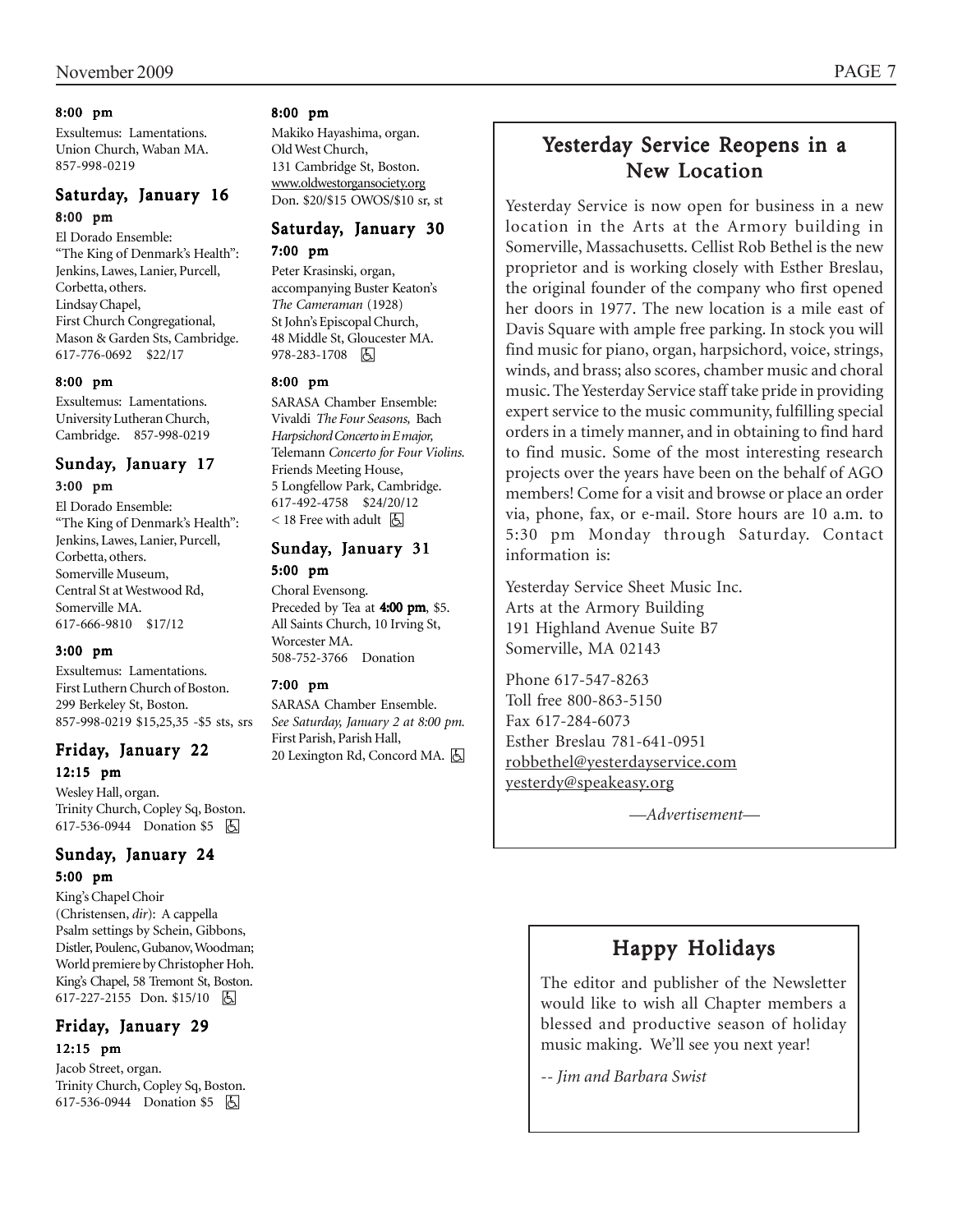**8:00 pm**

Exsultemus: Lamentations.
Union Church, Waban MA.
857-998-0219

### Saturday, January 16

**8:00 pm**

El Dorado Ensemble:
"The King of Denmark's Health":
Jenkins, Lawes, Lanier, Purcell, Corbetta, others.
Lindsay Chapel,
First Church Congregational,
Mason & Garden Sts, Cambridge.
617-776-0692 $22/17

**8:00 pm**

Exsultemus: Lamentations.
University Lutheran Church,
Cambridge. 857-998-0219

### Sunday, January 17

**3:00 pm**

El Dorado Ensemble:
"The King of Denmark's Health":
Jenkins, Lawes, Lanier, Purcell, Corbetta, others.
Somerville Museum,
Central St at Westwood Rd,
Somerville MA.
617-666-9810 $17/12

**3:00 pm**

Exsultemus: Lamentations.
First Luthern Church of Boston.
299 Berkeley St, Boston.
857-998-0219 $15,25,35 -$5 sts, srs

### Friday, January 22

**12:15 pm**

Wesley Hall, organ.
Trinity Church, Copley Sq, Boston.
617-536-0944 Donation $5 ♿

### Sunday, January 24

**5:00 pm**

King's Chapel Choir
(Christensen, *dir*): A cappella Psalm settings by Schein, Gibbons, Distler, Poulenc, Gubanov, Woodman; World premiere by Christopher Hoh.
King's Chapel, 58 Tremont St, Boston.
617-227-2155 Don. $15/10 ♿

### Friday, January 29

**12:15 pm**

Jacob Street, organ.
Trinity Church, Copley Sq, Boston.
617-536-0944 Donation $5 ♿

**8:00 pm**

Makiko Hayashima, organ.
Old West Church,
131 Cambridge St, Boston.
www.oldwestorgansociety.org
Don. $20/$15 OWOS/$10 sr, st

### Saturday, January 30

**7:00 pm**

Peter Krasinski, organ, accompanying Buster Keaton's *The Cameraman* (1928)
St John's Episcopal Church,
48 Middle St, Gloucester MA.
978-283-1708 ♿

**8:00 pm**

SARASA Chamber Ensemble:
Vivaldi *The Four Seasons,* Bach *Harpsichord Concerto in E major,* Telemann *Concerto for Four Violins.*
Friends Meeting House,
5 Longfellow Park, Cambridge.
617-492-4758 $24/20/12
< 18 Free with adult ♿

### Sunday, January 31

**5:00 pm**

Choral Evensong.
Preceded by Tea at **4:00 pm**, $5.
All Saints Church, 10 Irving St,
Worcester MA.
508-752-3766 Donation

**7:00 pm**

SARASA Chamber Ensemble.
*See Saturday, January 2 at 8:00 pm.*
First Parish, Parish Hall,
20 Lexington Rd, Concord MA. ♿

## Yesterday Service Reopens in a New Location

Yesterday Service is now open for business in a new location in the Arts at the Armory building in Somerville, Massachusetts. Cellist Rob Bethel is the new proprietor and is working closely with Esther Breslau, the original founder of the company who first opened her doors in 1977. The new location is a mile east of Davis Square with ample free parking. In stock you will find music for piano, organ, harpsichord, voice, strings, winds, and brass; also scores, chamber music and choral music. The Yesterday Service staff take pride in providing expert service to the music community, fulfilling special orders in a timely manner, and in obtaining to find hard to find music. Some of the most interesting research projects over the years have been on the behalf of AGO members! Come for a visit and browse or place an order via, phone, fax, or e-mail. Store hours are 10 a.m. to 5:30 pm Monday through Saturday. Contact information is:

Yesterday Service Sheet Music Inc.
Arts at the Armory Building
191 Highland Avenue Suite B7
Somerville, MA 02143

Phone 617-547-8263
Toll free 800-863-5150
Fax 617-284-6073
Esther Breslau 781-641-0951
robbethel@yesterdayservice.com
yesterdy@speakeasy.org

*—Advertisement—*

## Happy Holidays

The editor and publisher of the Newsletter would like to wish all Chapter members a blessed and productive season of holiday music making. We'll see you next year!

*-- Jim and Barbara Swist*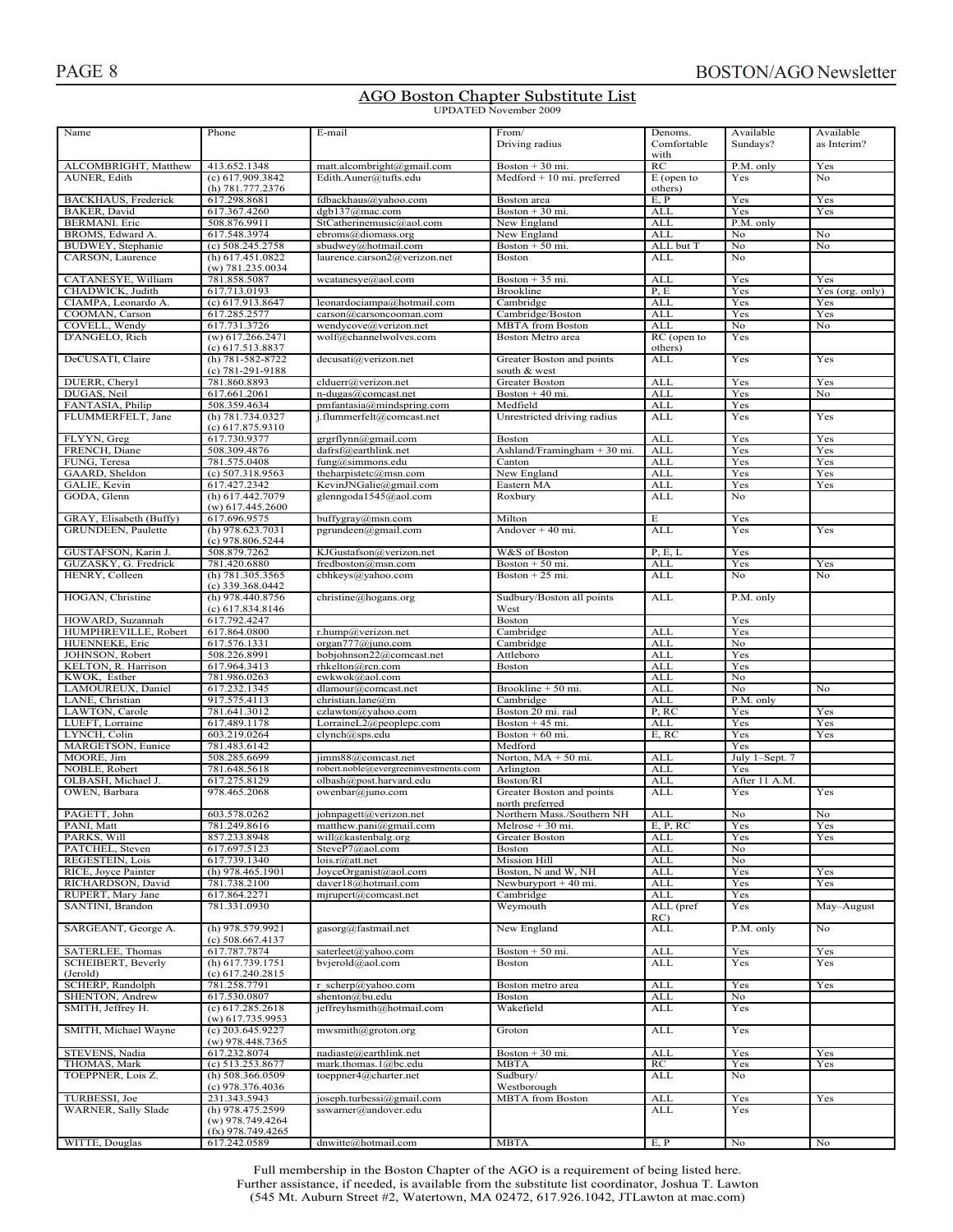## AGO Boston Chapter Substitute List

UPDATED November 2009

| Name | Phone | E-mail | From/ Driving radius | Denoms. Comfortable with | Available Sundays? | Available as Interim? |
|---|---|---|---|---|---|---|
| ALCOMBRIGHT, Matthew | 413.652.1348 | matt.alcombright@gmail.com | Boston + 30 mi. | RC | P.M. only | Yes |
| AUNER, Edith | (c) 617.909.3842 (h) 781.777.2376 | Edith.Auner@tufts.edu | Medford + 10 mi. preferred | E (open to others) | Yes | No |
| BACKHAUS, Frederick | 617.298.8681 | fdbackhaus@yahoo.com | Boston area | E, P | Yes | Yes |
| BAKER, David | 617.367.4260 | dgb137@mac.com | Boston + 30 mi. | ALL | Yes | Yes |
| BERMANI. Eric | 508.876.9911 | StCatherinemusic@aol.com | New England | ALL | P.M. only | |
| BROMS, Edward A. | 617.548.3974 | ebroms@diomass.org | New England | ALL | No | No |
| BUDWEY, Stephanie | (c) 508.245.2758 | sbudwey@hotmail.com | Boston + 50 mi. | ALL but T | No | No |
| CARSON, Laurence | (h) 617.451.0822 (w) 781.235.0034 | laurence.carson2@verizon.net | Boston | ALL | No | |
| CATANESYE, William | 781.858.5087 | wcatanesye@aol.com | Boston + 35 mi. | ALL | Yes | Yes |
| CHADWICK, Judith | 617.713.0193 | | Brookline | P, E | Yes | Yes (org. only) |
| CIAMPA, Leonardo A. | (c) 617.913.8647 | leonardociampa@hotmail.com | Cambridge | ALL | Yes | Yes |
| COOMAN, Carson | 617.285.2577 | carson@carsoncooman.com | Cambridge/Boston | ALL | Yes | Yes |
| COVELL, Wendy | 617.731.3726 | wendycove@verizon.net | MBTA from Boston | ALL | No | No |
| D'ANGELO, Rich | (w) 617.266.2471 (c) 617.513.8837 | wolf@channelwolves.com | Boston Metro area | RC (open to others) | Yes | |
| DeCUSATI, Claire | (h) 781-582-8722 (c) 781-291-9188 | decusati@verizon.net | Greater Boston and points south & west | ALL | Yes | Yes |
| DUERR, Cheryl | 781.860.8893 | clduerr@verizon.net | Greater Boston | ALL | Yes | Yes |
| DUGAS, Neil | 617.661.2061 | n-dugas@comcast.net | Boston + 40 mi. | ALL | Yes | No |
| FANTASIA, Philip | 508.359.4634 | pmfantasia@mindspring.com | Medfield | ALL | Yes | |
| FLUMMERFELT, Jane | (h) 781.734.0327 (c) 617.875.9310 | j.flummerfelt@comcast.net | Unrestricted driving radius | ALL | Yes | Yes |
| FLYYN, Greg | 617.730.9377 | grgrflynn@gmail.com | Boston | ALL | Yes | Yes |
| FRENCH, Diane | 508.309.4876 | dafrsf@earthlink.net | Ashland/Framingham + 30 mi. | ALL | Yes | Yes |
| FUNG, Teresa | 781.575.0408 | fung@simmons.edu | Canton | ALL | Yes | Yes |
| GAARD, Sheldon | (c) 507.318.9563 | theharpistetc@msn.com | New England | ALL | Yes | Yes |
| GALIE, Kevin | 617.427.2342 | KevinJNGalie@gmail.com | Eastern MA | ALL | Yes | Yes |
| GODA, Glenn | (h) 617.442.7079 (w) 617.445.2600 | glenngoda1545@aol.com | Roxbury | ALL | No | |
| GRAY, Elisabeth (Buffy) | 617.696.9575 | buffygray@msn.com | Milton | E | Yes | |
| GRUNDEEN, Paulette | (h) 978.623.7031 (c) 978.806.5244 | pgrundeen@gmail.com | Andover + 40 mi. | ALL | Yes | Yes |
| GUSTAFSON, Karin J. | 508.879.7262 | KJGustafson@verizon.net | W&S of Boston | P, E, L | Yes | |
| GUZASKY, G. Fredrick | 781.420.6880 | fredboston@msn.com | Boston + 50 mi. | ALL | Yes | Yes |
| HENRY, Colleen | (h) 781.305.3565 (c) 339.368.0442 | cbhkeys@yahoo.com | Boston + 25 mi. | ALL | No | No |
| HOGAN, Christine | (h) 978.440.8756 (c) 617.834.8146 | christine@hogans.org | Sudbury/Boston all points West | ALL | P.M. only | |
| HOWARD, Suzannah | 617.792.4247 | | Boston | | Yes | |
| HUMPHREVILLE, Robert | 617.864.0800 | r.hump@verizon.net | Cambridge | ALL | Yes | |
| HUENNEKE, Eric | 617.576.1331 | organ777@juno.com | Cambridge | ALL | No | |
| JOHNSON, Robert | 508.226.8991 | bobjohnson22@comcast.net | Attleboro | ALL | Yes | |
| KELTON, R. Harrison | 617.964.3413 | rhkelton@rcn.com | Boston | ALL | Yes | |
| KWOK, Esther | 781.986.0263 | ewkwok@aol.com | | ALL | No | |
| LAMOUREUX, Daniel | 617.232.1345 | dlamour@comcast.net | Brookline + 50 mi. | ALL | No | No |
| LANE, Christian | 917.575.4113 | christian.lane@m | Cambridge | ALL | P.M. only | |
| LAWTON, Carole | 781.641.3012 | czlawton@yahoo.com | Boston 20 mi. rad | P, RC | Yes | Yes |
| LUEFT, Lorraine | 617.489.1178 | LorraineL2@peoplepc.com | Boston + 45 mi. | ALL | Yes | Yes |
| LYNCH, Colin | 603.219.0264 | clynch@sps.edu | Boston + 60 mi. | E, RC | Yes | Yes |
| MARGETSON, Eunice | 781.483.6142 | | Medford | | Yes | |
| MOORE, Jim | 508.285.6699 | jimm88@comcast.net | Norton, MA + 50 mi. | ALL | July 1–Sept. 7 | |
| NOBLE, Robert | 781.648.5618 | robert.noble@evergreeninvestments.com | Arlington | ALL | Yes | |
| OLBASH, Michael J. | 617.275.8129 | olbash@post.harvard.edu | Boston/RI | ALL | After 11 A.M. | |
| OWEN, Barbara | 978.465.2068 | owenbar@juno.com | Greater Boston and points north preferred | ALL | Yes | Yes |
| PAGETT, John | 603.578.0262 | johnpagett@verizon.net | Northern Mass./Southern NH | ALL | No | No |
| PANI, Matt | 781.249.8616 | matthew.pani@gmail.com | Melrose + 30 mi. | E, P, RC | Yes | Yes |
| PARKS, Will | 857.233.8948 | will@kastenbalg.org | Greater Boston | ALL | Yes | Yes |
| PATCHEL, Steven | 617.697.5123 | SteveP7@aol.com | Boston | ALL | No | |
| REGESTEIN, Lois | 617.739.1340 | lois.r@att.net | Mission Hill | ALL | No | |
| RICE, Joyce Painter | (h) 978.465.1901 | JoyceOrganist@aol.com | Boston, N and W, NH | ALL | Yes | Yes |
| RICHARDSON, David | 781.738.2100 | daver18@hotmail.com | Newburyport + 40 mi. | ALL | Yes | Yes |
| RUPERT, Mary Jane | 617.864.2271 | mjrupert@comcast.net | Cambridge | ALL | Yes | |
| SANTINI, Brandon | 781.331.0930 | | Weymouth | ALL (pref RC) | Yes | May–August |
| SARGEANT, George A. | (h) 978.579.9921 (c) 508.667.4137 | gasorg@fastmail.net | New England | ALL | P.M. only | No |
| SATERLEE, Thomas | 617.787.7874 | saterleet@yahoo.com | Boston + 50 mi. | ALL | Yes | Yes |
| SCHEIBERT, Beverly (Jerold) | (h) 617.739.1751 (c) 617.240.2815 | bvjerold@aol.com | Boston | ALL | Yes | Yes |
| SCHERP, Randolph | 781.258.7791 | r_scherp@yahoo.com | Boston metro area | ALL | Yes | Yes |
| SHENTON, Andrew | 617.530.0807 | shenton@bu.edu | Boston | ALL | No | |
| SMITH, Jeffrey H. | (c) 617.285.2618 (w) 617.735.9953 | jeffreyhsmith@hotmail.com | Wakefield | ALL | Yes | |
| SMITH, Michael Wayne | (c) 203.645.9227 (w) 978.448.7365 | mwsmith@groton.org | Groton | ALL | Yes | |
| STEVENS, Nadia | 617.232.8074 | nadiaste@earthlink.net | Boston + 30 mi. | ALL | Yes | Yes |
| THOMAS, Mark | (c) 513.253.8677 | mark.thomas.1@bc.edu | MBTA | RC | Yes | Yes |
| TOEPPNER, Lois Z. | (h) 508.366.0509 (c) 978.376.4036 | toeppner4@charter.net | Sudbury/ Westborough | ALL | No | |
| TURBESSI, Joe | 231.343.5943 | joseph.turbessi@gmail.com | MBTA from Boston | ALL | Yes | Yes |
| WARNER, Sally Slade | (h) 978.475.2599 (w) 978.749.4264 (fx) 978.749.4265 | sswarner@andover.edu | | ALL | Yes | |
| WITTE, Douglas | 617.242.0589 | dnwitte@hotmail.com | MBTA | E, P | No | No |

Full membership in the Boston Chapter of the AGO is a requirement of being listed here.
Further assistance, if needed, is available from the substitute list coordinator, Joshua T. Lawton
(545 Mt. Auburn Street #2, Watertown, MA 02472, 617.926.1042, JTLawton at mac.com)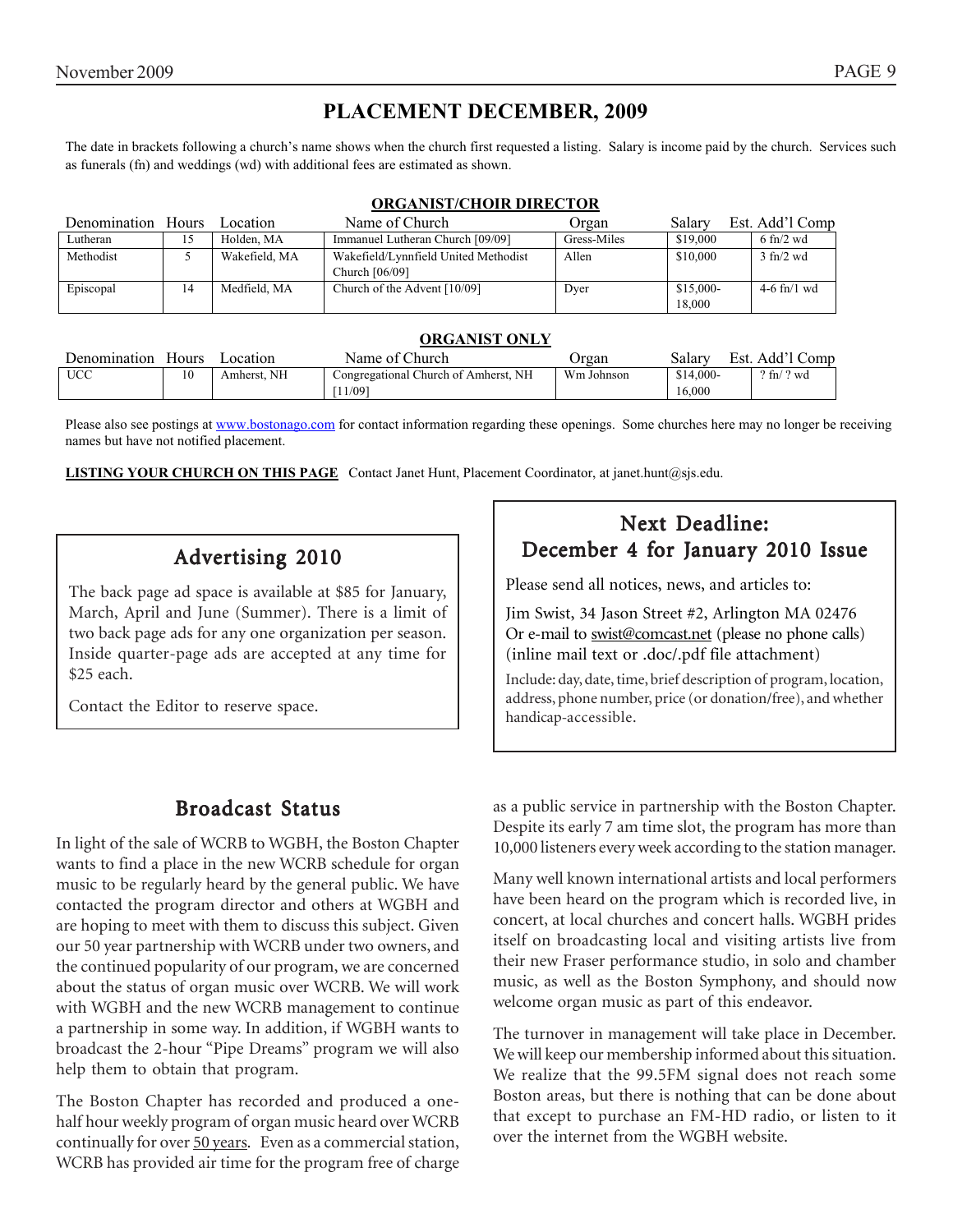# PLACEMENT DECEMBER, 2009

The date in brackets following a church's name shows when the church first requested a listing. Salary is income paid by the church. Services such as funerals (fn) and weddings (wd) with additional fees are estimated as shown.

**ORGANIST/CHOIR DIRECTOR**

| Denomination | Hours | Location | Name of Church | Organ | Salary | Est. Add'l Comp |
|---|---|---|---|---|---|---|
| Lutheran | 15 | Holden, MA | Immanuel Lutheran Church [09/09] | Gress-Miles | $19,000 | 6 fn/2 wd |
| Methodist | 5 | Wakefield, MA | Wakefield/Lynnfield United Methodist Church [06/09] | Allen | $10,000 | 3 fn/2 wd |
| Episcopal | 14 | Medfield, MA | Church of the Advent [10/09] | Dyer | $15,000-18,000 | 4-6 fn/1 wd |

**ORGANIST ONLY**

| Denomination | Hours | Location | Name of Church | Organ | Salary | Est. Add'l Comp |
|---|---|---|---|---|---|---|
| UCC | 10 | Amherst, NH | Congregational Church of Amherst, NH [11/09] | Wm Johnson | $14,000-16,000 | ? fn/ ? wd |

Please also see postings at www.bostonago.com for contact information regarding these openings. Some churches here may no longer be receiving names but have not notified placement.

**LISTING YOUR CHURCH ON THIS PAGE** Contact Janet Hunt, Placement Coordinator, at janet.hunt@sjs.edu.

## Advertising 2010

The back page ad space is available at $85 for January, March, April and June (Summer). There is a limit of two back page ads for any one organization per season. Inside quarter-page ads are accepted at any time for $25 each.

Contact the Editor to reserve space.

## Next Deadline: December 4 for January 2010 Issue

Please send all notices, news, and articles to:

Jim Swist, 34 Jason Street #2, Arlington MA 02476
Or e-mail to swist@comcast.net (please no phone calls)
(inline mail text or .doc/.pdf file attachment)

Include: day, date, time, brief description of program, location, address, phone number, price (or donation/free), and whether handicap-accessible.

## Broadcast Status

In light of the sale of WCRB to WGBH, the Boston Chapter wants to find a place in the new WCRB schedule for organ music to be regularly heard by the general public. We have contacted the program director and others at WGBH and are hoping to meet with them to discuss this subject. Given our 50 year partnership with WCRB under two owners, and the continued popularity of our program, we are concerned about the status of organ music over WCRB. We will work with WGBH and the new WCRB management to continue a partnership in some way. In addition, if WGBH wants to broadcast the 2-hour "Pipe Dreams" program we will also help them to obtain that program.

The Boston Chapter has recorded and produced a one-half hour weekly program of organ music heard over WCRB continually for over 50 years. Even as a commercial station, WCRB has provided air time for the program free of charge as a public service in partnership with the Boston Chapter. Despite its early 7 am time slot, the program has more than 10,000 listeners every week according to the station manager.

Many well known international artists and local performers have been heard on the program which is recorded live, in concert, at local churches and concert halls. WGBH prides itself on broadcasting local and visiting artists live from their new Fraser performance studio, in solo and chamber music, as well as the Boston Symphony, and should now welcome organ music as part of this endeavor.

The turnover in management will take place in December. We will keep our membership informed about this situation. We realize that the 99.5FM signal does not reach some Boston areas, but there is nothing that can be done about that except to purchase an FM-HD radio, or listen to it over the internet from the WGBH website.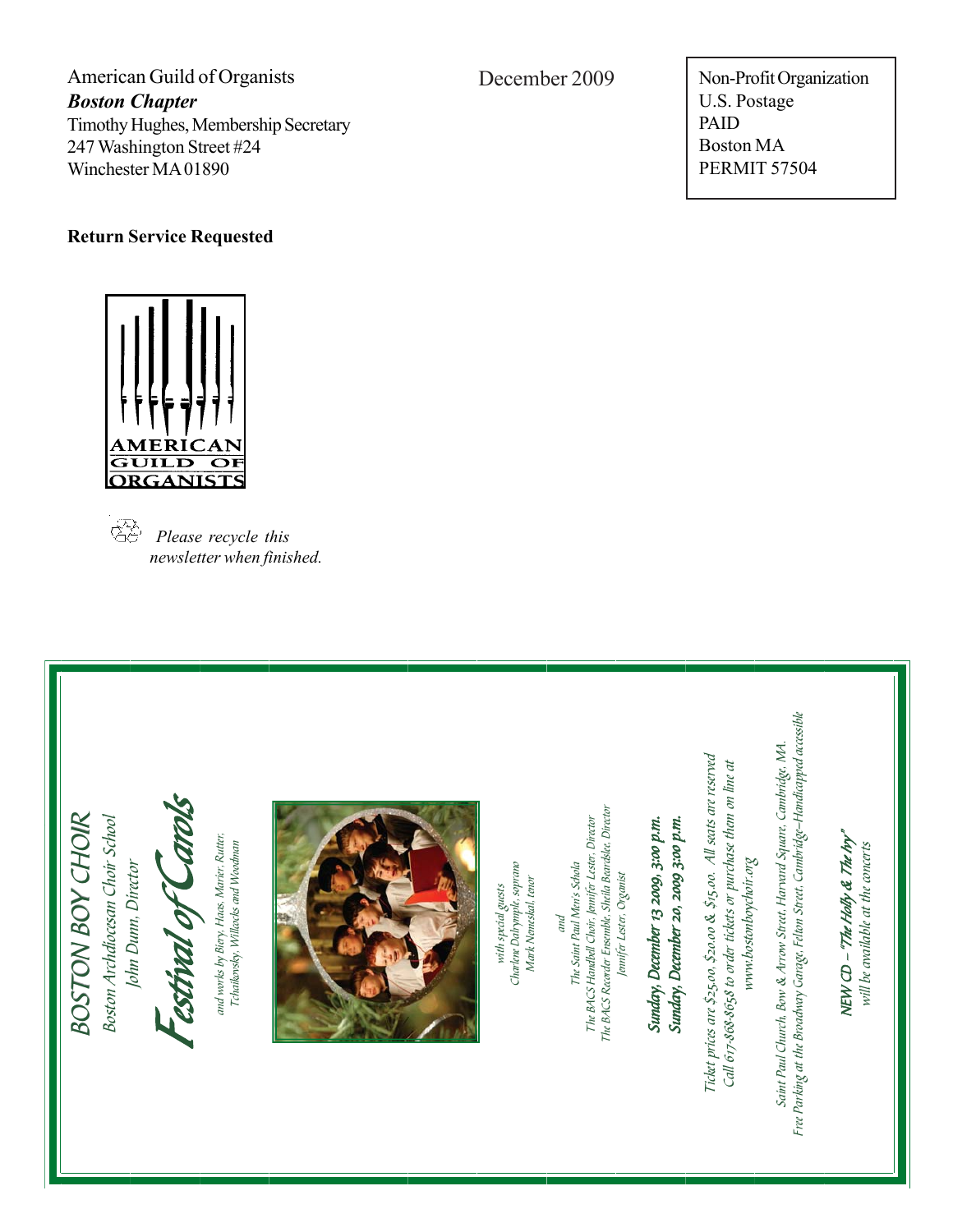American Guild of Organists
***Boston Chapter***
Timothy Hughes, Membership Secretary
247 Washington Street #24
Winchester MA 01890

December 2009

Non-Profit Organization
U.S. Postage
PAID
Boston MA
PERMIT 57504

**Return Service Requested**

AMERICAN GUILD OF ORGANISTS

*Please recycle this newsletter when finished.*

# BOSTON BOY CHOIR

*Boston Archdiocesan Choir School*
*John Dunn, Director*

## *Festival of Carols*

*and works by Biery, Haas, Marier, Rutter, Tchaikovsky, Willcocks and Woodman*

*with special guests*
*Charlene Dalrymple, soprano*
*Mark Nemeskal, tenor*

*and*
*The Saint Paul Men's Schola*
*The BACS Handbell Choir, Jennifer Lester, Director*
*The BACS Recorder Ensemble, Sheila Beardslee, Director*
*Jennifer Lester, Organist*

***Sunday, December 13 2009, 3:00 p.m.***
***Sunday, December 20, 2009 3:00 p.m.***

*Ticket prices are $25.00, $20.00 & $15.00. All seats are reserved*
*Call 617-868-8658 to order tickets or purchase them on line at*
*www.bostonboychoir.org*

*Saint Paul Church, Bow & Arrow Street, Harvard Square, Cambridge, MA.*
*Free Parking at the Broadway Garage, Felton Street, Cambridge–Handicapped accessible*

***NEW CD – "The Holly & The Ivy"***
*will be available at the concerts*